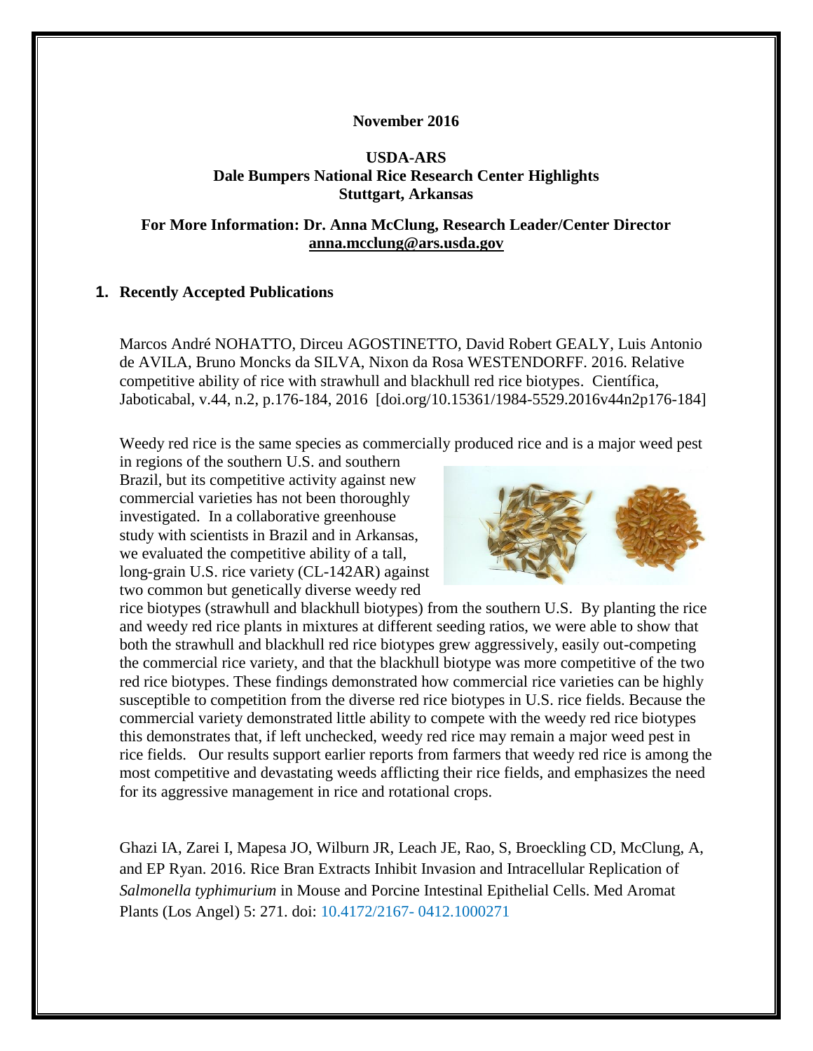**November 2016**

**USDA-ARS**
**Dale Bumpers National Rice Research Center Highlights**
**Stuttgart, Arkansas**

**For More Information: Dr. Anna McClung, Research Leader/Center Director**
**anna.mcclung@ars.usda.gov**

## 1. Recently Accepted Publications

Marcos André NOHATTO, Dirceu AGOSTINETTO, David Robert GEALY, Luis Antonio de AVILA, Bruno Moncks da SILVA, Nixon da Rosa WESTENDORFF. 2016. Relative competitive ability of rice with strawhull and blackhull red rice biotypes. Científica, Jaboticabal, v.44, n.2, p.176-184, 2016 [doi.org/10.15361/1984-5529.2016v44n2p176-184]

Weedy red rice is the same species as commercially produced rice and is a major weed pest in regions of the southern U.S. and southern Brazil, but its competitive activity against new commercial varieties has not been thoroughly investigated. In a collaborative greenhouse study with scientists in Brazil and in Arkansas, we evaluated the competitive ability of a tall, long-grain U.S. rice variety (CL-142AR) against two common but genetically diverse weedy red rice biotypes (strawhull and blackhull biotypes) from the southern U.S. By planting the rice and weedy red rice plants in mixtures at different seeding ratios, we were able to show that both the strawhull and blackhull red rice biotypes grew aggressively, easily out-competing the commercial rice variety, and that the blackhull biotype was more competitive of the two red rice biotypes. These findings demonstrated how commercial rice varieties can be highly susceptible to competition from the diverse red rice biotypes in U.S. rice fields. Because the commercial variety demonstrated little ability to compete with the weedy red rice biotypes this demonstrates that, if left unchecked, weedy red rice may remain a major weed pest in rice fields. Our results support earlier reports from farmers that weedy red rice is among the most competitive and devastating weeds afflicting their rice fields, and emphasizes the need for its aggressive management in rice and rotational crops.

Ghazi IA, Zarei I, Mapesa JO, Wilburn JR, Leach JE, Rao, S, Broeckling CD, McClung, A, and EP Ryan. 2016. Rice Bran Extracts Inhibit Invasion and Intracellular Replication of *Salmonella typhimurium* in Mouse and Porcine Intestinal Epithelial Cells. Med Aromat Plants (Los Angel) 5: 271. doi: 10.4172/2167- 0412.1000271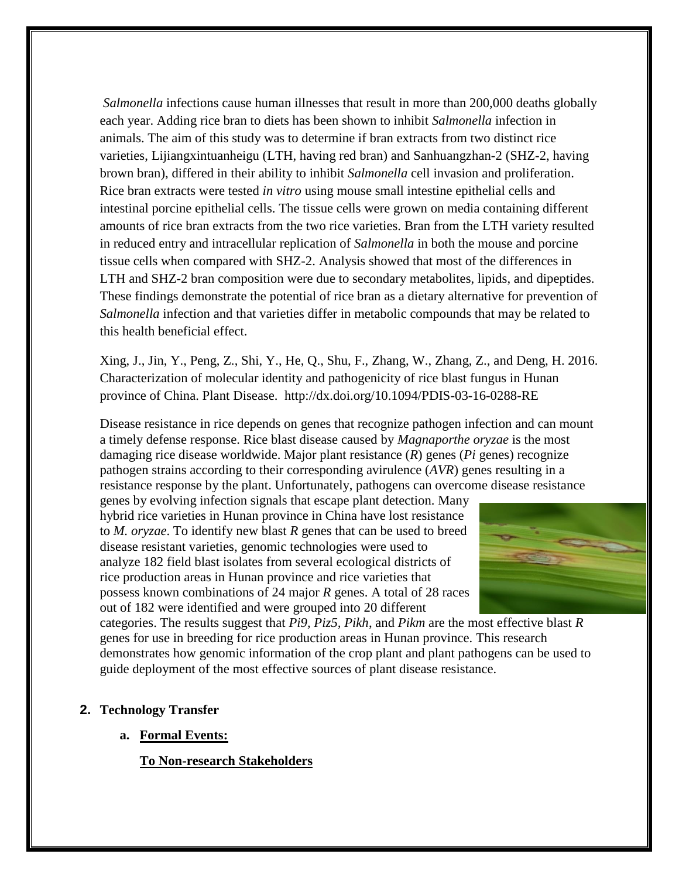*Salmonella* infections cause human illnesses that result in more than 200,000 deaths globally each year. Adding rice bran to diets has been shown to inhibit *Salmonella* infection in animals. The aim of this study was to determine if bran extracts from two distinct rice varieties, Lijiangxintuanheigu (LTH, having red bran) and Sanhuangzhan-2 (SHZ-2, having brown bran), differed in their ability to inhibit *Salmonella* cell invasion and proliferation. Rice bran extracts were tested *in vitro* using mouse small intestine epithelial cells and intestinal porcine epithelial cells. The tissue cells were grown on media containing different amounts of rice bran extracts from the two rice varieties. Bran from the LTH variety resulted in reduced entry and intracellular replication of *Salmonella* in both the mouse and porcine tissue cells when compared with SHZ-2. Analysis showed that most of the differences in LTH and SHZ-2 bran composition were due to secondary metabolites, lipids, and dipeptides. These findings demonstrate the potential of rice bran as a dietary alternative for prevention of *Salmonella* infection and that varieties differ in metabolic compounds that may be related to this health beneficial effect.

Xing, J., Jin, Y., Peng, Z., Shi, Y., He, Q., Shu, F., Zhang, W., Zhang, Z., and Deng, H. 2016. Characterization of molecular identity and pathogenicity of rice blast fungus in Hunan province of China. Plant Disease. http://dx.doi.org/10.1094/PDIS-03-16-0288-RE

Disease resistance in rice depends on genes that recognize pathogen infection and can mount a timely defense response. Rice blast disease caused by *Magnaporthe oryzae* is the most damaging rice disease worldwide. Major plant resistance (*R*) genes (*Pi* genes) recognize pathogen strains according to their corresponding avirulence (*AVR*) genes resulting in a resistance response by the plant. Unfortunately, pathogens can overcome disease resistance genes by evolving infection signals that escape plant detection. Many hybrid rice varieties in Hunan province in China have lost resistance to *M. oryzae*. To identify new blast *R* genes that can be used to breed disease resistant varieties, genomic technologies were used to analyze 182 field blast isolates from several ecological districts of rice production areas in Hunan province and rice varieties that possess known combinations of 24 major *R* genes. A total of 28 races out of 182 were identified and were grouped into 20 different categories. The results suggest that *Pi9*, *Piz5*, *Pikh*, and *Pikm* are the most effective blast *R* genes for use in breeding for rice production areas in Hunan province. This research demonstrates how genomic information of the crop plant and plant pathogens can be used to guide deployment of the most effective sources of plant disease resistance.

## 2. Technology Transfer

### a. Formal Events:

**To Non-research Stakeholders**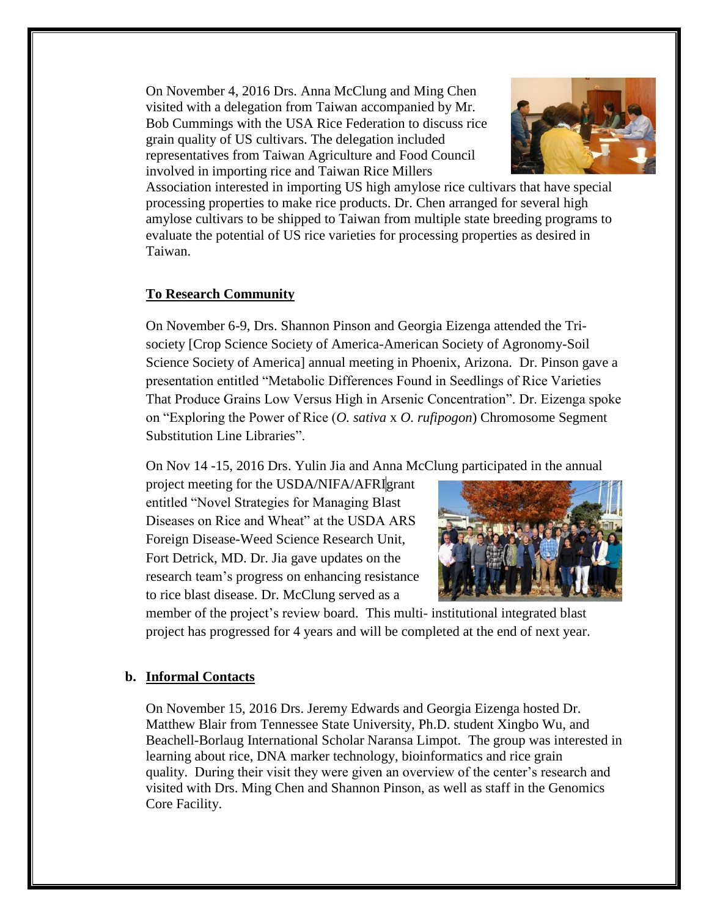On November 4, 2016 Drs. Anna McClung and Ming Chen visited with a delegation from Taiwan accompanied by Mr. Bob Cummings with the USA Rice Federation to discuss rice grain quality of US cultivars. The delegation included representatives from Taiwan Agriculture and Food Council involved in importing rice and Taiwan Rice Millers Association interested in importing US high amylose rice cultivars that have special processing properties to make rice products. Dr. Chen arranged for several high amylose cultivars to be shipped to Taiwan from multiple state breeding programs to evaluate the potential of US rice varieties for processing properties as desired in Taiwan.

**To Research Community**

On November 6-9, Drs. Shannon Pinson and Georgia Eizenga attended the Tri-society [Crop Science Society of America-American Society of Agronomy-Soil Science Society of America] annual meeting in Phoenix, Arizona. Dr. Pinson gave a presentation entitled "Metabolic Differences Found in Seedlings of Rice Varieties That Produce Grains Low Versus High in Arsenic Concentration". Dr. Eizenga spoke on "Exploring the Power of Rice (*O. sativa* x *O. rufipogon*) Chromosome Segment Substitution Line Libraries".

On Nov 14 -15, 2016 Drs. Yulin Jia and Anna McClung participated in the annual project meeting for the USDA/NIFA/AFRI grant entitled "Novel Strategies for Managing Blast Diseases on Rice and Wheat" at the USDA ARS Foreign Disease-Weed Science Research Unit, Fort Detrick, MD. Dr. Jia gave updates on the research team's progress on enhancing resistance to rice blast disease. Dr. McClung served as a member of the project's review board. This multi- institutional integrated blast project has progressed for 4 years and will be completed at the end of next year.

**b. Informal Contacts**

On November 15, 2016 Drs. Jeremy Edwards and Georgia Eizenga hosted Dr. Matthew Blair from Tennessee State University, Ph.D. student Xingbo Wu, and Beachell-Borlaug International Scholar Naransa Limpot. The group was interested in learning about rice, DNA marker technology, bioinformatics and rice grain quality. During their visit they were given an overview of the center's research and visited with Drs. Ming Chen and Shannon Pinson, as well as staff in the Genomics Core Facility.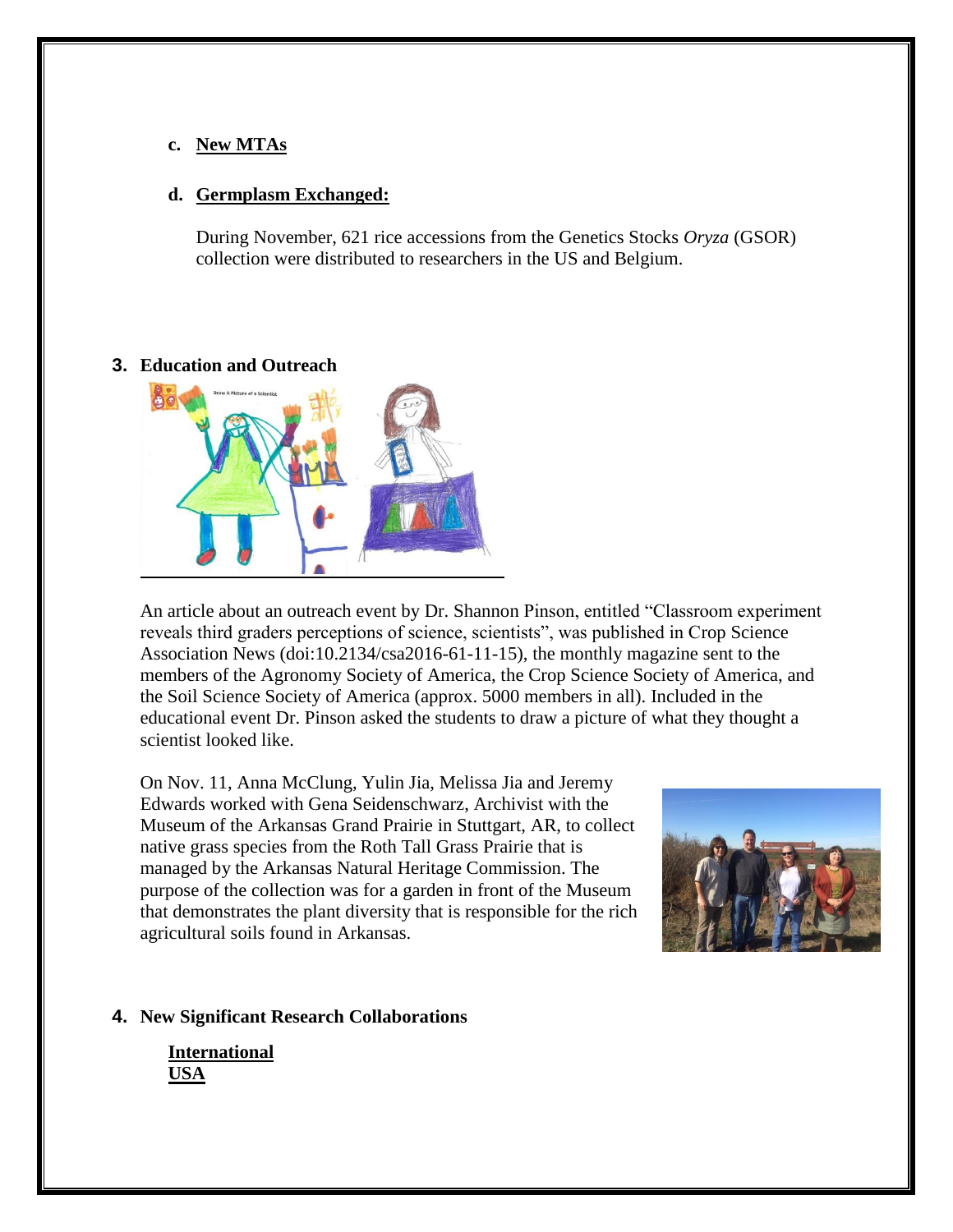c. **New MTAs**

d. **Germplasm Exchanged:**

During November, 621 rice accessions from the Genetics Stocks *Oryza* (GSOR) collection were distributed to researchers in the US and Belgium.

## 3. Education and Outreach

An article about an outreach event by Dr. Shannon Pinson, entitled "Classroom experiment reveals third graders perceptions of science, scientists", was published in Crop Science Association News (doi:10.2134/csa2016-61-11-15), the monthly magazine sent to the members of the Agronomy Society of America, the Crop Science Society of America, and the Soil Science Society of America (approx. 5000 members in all). Included in the educational event Dr. Pinson asked the students to draw a picture of what they thought a scientist looked like.

On Nov. 11, Anna McClung, Yulin Jia, Melissa Jia and Jeremy Edwards worked with Gena Seidenschwarz, Archivist with the Museum of the Arkansas Grand Prairie in Stuttgart, AR, to collect native grass species from the Roth Tall Grass Prairie that is managed by the Arkansas Natural Heritage Commission. The purpose of the collection was for a garden in front of the Museum that demonstrates the plant diversity that is responsible for the rich agricultural soils found in Arkansas.

## 4. New Significant Research Collaborations

**International**

**USA**